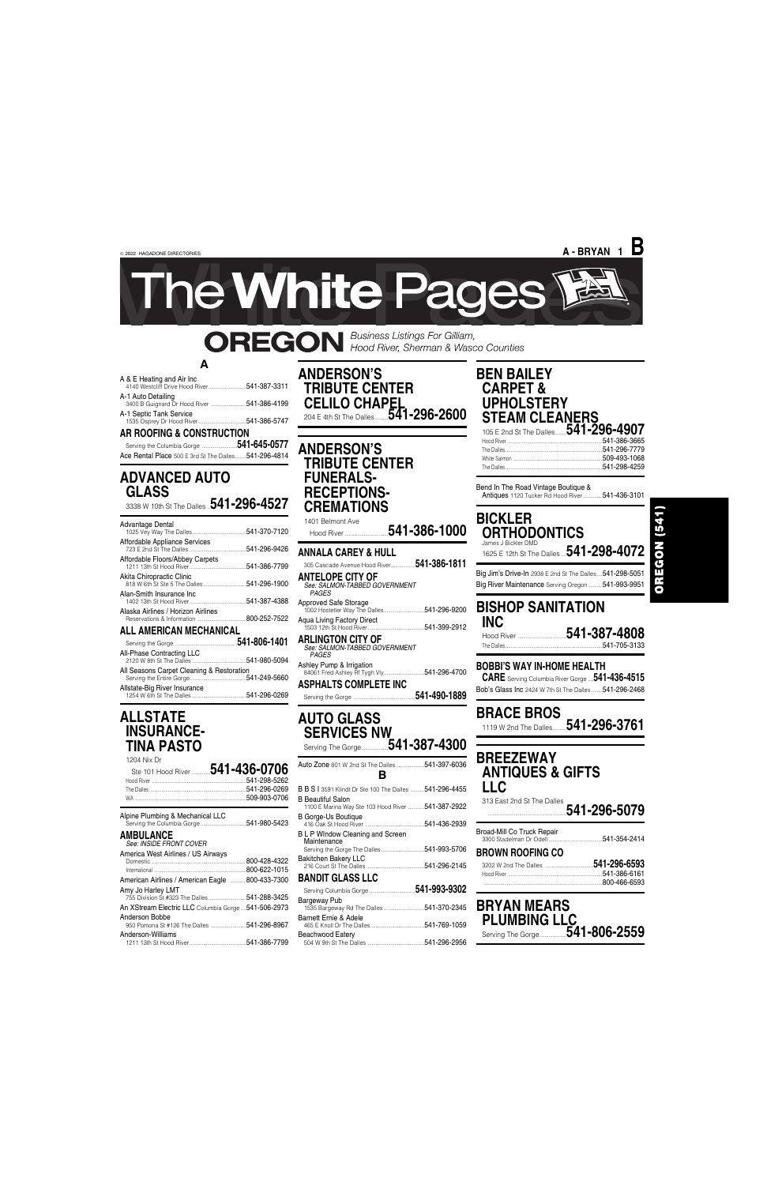# The White Pages

## OREGON

*Business Listings For Gilliam, Hood River, Sherman & Wasco Counties*

## A

A & E Heating and Air Inc
4140 Westcliff Drive Hood River ....541-387-3311

A-1 Auto Detailing
3400 B Guignard Dr Hood River ....541-386-4199

A-1 Septic Tank Service
1535 Osprey Dr Hood River ....541-386-5747

**AR ROOFING & CONSTRUCTION**
Serving the Columbia Gorge ....**541-645-0577**

Ace Rental Place 500 E 3rd St The Dalles ....541-296-4814

### ADVANCED AUTO GLASS
3338 W 10th St The Dalles ....**541-296-4527**

Advantage Dental
1025 Vey Way The Dalles ....541-370-7120

Affordable Appliance Services
723 E 2nd St The Dalles ....541-296-9426

Affordable Floors/Abbey Carpets
1211 13th St Hood River ....541-386-7799

Akita Chiropractic Clinic
818 W 6th St Ste 5 The Dalles ....541-296-1900

Alan-Smith Insurance Inc
1402 13th St Hood River ....541-387-4388

Alaska Airlines / Horizon Airlines
Reservations & Information ....800-252-7522

**ALL AMERICAN MECHANICAL**
Serving the Gorge ....**541-806-1401**

All-Phase Contracting LLC
2120 W 8th St The Dalles ....541-980-5094

All Seasons Carpet Cleaning & Restoration
Serving the Entire Gorge ....541-249-5660

Allstate-Big River Insurance
1254 W 6th St The Dalles ....541-296-0269

### ALLSTATE INSURANCE-TINA PASTO
1204 Nix Dr
Ste 101 Hood River ....**541-436-0706**
Hood River ....541-298-5262
The Dalles ....541-296-0269
WA ....509-903-0706

Alpine Plumbing & Mechanical LLC
Serving the Columbia Gorge ....541-980-5423

**AMBULANCE**
*See: INSIDE FRONT COVER*

America West Airlines / US Airways
Domestic ....800-428-4322
International ....800-622-1015

American Airlines / American Eagle ....800-433-7300

Amy Jo Harley LMT
755 Division St #323 The Dalles ....541-288-3425

An XStream Electric LLC Columbia Gorge ....541-506-2973

Anderson Bobbe
950 Pomona St #126 The Dalles ....541-296-8967

Anderson-Williams
1211 13th St Hood River ....541-386-7799

### ANDERSON'S TRIBUTE CENTER CELILO CHAPEL
204 E 4th St The Dalles ....**541-296-2600**

### ANDERSON'S TRIBUTE CENTER FUNERALS-RECEPTIONS-CREMATIONS
1401 Belmont Ave
Hood River ....**541-386-1000**

**ANNALA CAREY & HULL**
306 Cascade Avenue Hood River ....**541-386-1811**

**ANTELOPE CITY OF**
*See: SALMON-TABBED GOVERNMENT PAGES*

Approved Safe Storage
1002 Hostetler Way The Dalles ....541-296-9200

Aqua Living Factory Direct
1503 12th St Hood River ....541-399-2912

**ARLINGTON CITY OF**
*See: SALMON-TABBED GOVERNMENT PAGES*

Ashley Pump & Irrigation
84061 Fred Ashley Rf Tygh Vly ....541-296-4700

**ASPHALTS COMPLETE INC**
Serving the Gorge ....**541-490-1889**

### AUTO GLASS SERVICES NW
Serving The Gorge ....**541-387-4300**

Auto Zone 801 W 2nd St The Dalles ....541-397-6036

## B

B B S I 3591 Klindt Dr Ste 100 The Dalles ....541-296-4455

B Beautiful Salon
1100 E Marina Way Ste 103 Hood River ....541-387-2922

B Gorge-Us Boutique
416 Oak St Hood River ....541-436-2939

B L P WIndow Cleaning and Screen Maintenance
Serving the Gorge The Dalles ....541-993-5706

Bakitchen Bakery LLC
216 Court St The Dalles ....541-296-2145

**BANDIT GLASS LLC**
Serving Columbia Gorge ....**541-993-9302**

Bargeway Pub
1535 Bargeway Rd The Dalles ....541-370-2345

Barnett Ernie & Adele
465 E Knoll Dr The Dalles ....541-769-1059

Beachwood Eatery
504 W 9th St The Dalles ....541-296-2956

### BEN BAILEY CARPET & UPHOLSTERY STEAM CLEANERS
105 E 2nd St The Dalles ....**541-296-4907**
Hood River ....541-386-3665
The Dalles ....541-296-7779
White Salmon ....509-493-1068
The Dalles ....541-298-4259

Bend In The Road Vintage Boutique & Antiques 1120 Tucker Rd Hood River ....541-436-3101

### BICKLER ORTHODONTICS
James J Bickler DMD
1625 E 12th St The Dalles ....**541-298-4072**

Big Jim's Drive-In 2938 E 2nd St The Dalles ....541-298-5051

Big River Maintenance Serving Oregon ....541-993-9951

### BISHOP SANITATION INC
Hood River ....**541-387-4808**
The Dalles ....541-705-3133

**BOBBI'S WAY IN-HOME HEALTH CARE** Serving Columbia River Gorge ....**541-436-4515**

Bob's Glass Inc 2424 W 7th St The Dalles ....541-296-2468

### BRACE BROS
1119 W 2nd The Dalles ....**541-296-3761**

### BREEZEWAY ANTIQUES & GIFTS LLC
313 East 2nd St The Dalles
....**541-296-5079**

Broad-Mill Co Truck Repair
3300 Stadelman Dr Odell ....541-354-2414

**BROWN ROOFING CO**
3202 W 2nd The Dalles ....**541-296-6593**
Hood River ....541-386-6161
....800-466-6593

### BRYAN MEARS PLUMBING LLC
Serving The Gorge ....**541-806-2559**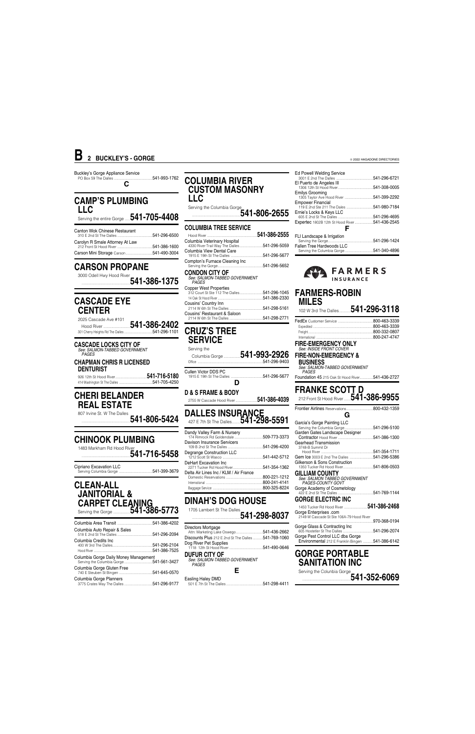Buckley's Gorge Appliance Service
PO Box 59 The Dalles ........ 541-993-1762

## C

## CAMP'S PLUMBING LLC
Serving the entire Gorge ..... **541-705-4408**

Canton Wok Chinese Restaurant
310 E 2nd St The Dalles ........ 541-296-6500

Carolyn R Smale Attorney At Law
212 Front St Hood River ........ 541-386-1600

Carson Mini Storage Carson ........ 541-490-3004

## CARSON PROPANE
3000 Odell Hwy Hood River ........ **541-386-1375**

## CASCADE EYE CENTER
2025 Cascade Ave #101
Hood River ........ **541-386-2402**
301 Cherry Heights Rd The Dalles ........ 541-296-1101

**CASCADE LOCKS CITY OF**
*See: SALMON-TABBED GOVERNMENT PAGES*

**CHAPMAN CHRIS R LICENSED DENTURIST**
926 12th St Hood River ........ **541-716-5180**
414 Washington St The Dalles ........ 541-705-4250

## CHERI BELANDER REAL ESTATE
807 Irvine St. W The Dalles ........ **541-806-5424**

## CHINOOK PLUMBING
1483 Markham Rd Hood River ........ **541-716-5458**

Cipriano Excavation LLC
Serving Columbia Gorge ........ 541-399-3679

## CLEAN-ALL JANITORIAL & CARPET CLEANING
Serving the Gorge ........ **541-386-5773**

Columbia Area Transit ........ 541-386-4202

Columbia Auto Repair & Sales
518 E 2nd St The Dalles ........ 541-296-2094

Columbia Credits Inc
400 W 3rd St The Dalles ........ 541-296-2104
Hood River ........ 541-386-7525

Columbia Gorge Daily Money Management
Serving the Columbia Gorge ........ 541-561-3427

Columbia Gorge Gluten Free
740 E Steuben St Bingen ........ 541-645-0570

Columbia Gorge Planners
3775 Crates Way The Dalles ........ 541-296-9177

## COLUMBIA RIVER CUSTOM MASONRY LLC
Serving the Columbia Gorge ........ **541-806-2655**

**COLUMBIA TREE SERVICE**
Hood River ........ **541-386-2555**

Columbia Veterinary Hospital
4330 River Trail Way The Dalles ........ 541-296-5059

Columbia View Dental Care
1915 E 19th St The Dalles ........ 541-296-5677

Compton's Furnace Cleaning Inc
Serving the Gorge ........ 541-296-5652

**CONDON CITY OF**
*See: SALMON-TABBED GOVERNMENT PAGES*

Copper West Properties
312 Court St Ste 112 The Dalles ........ 541-296-1045
14 Oak St Hood River ........ 541-386-2330

Cousins' Country Inn
2114 W 6th St The Dalles ........ 541-298-5161

Cousins' Restaurant & Saloon
2114 W 6th St The Dalles ........ 541-298-2771

## CRUZ'S TREE SERVICE
Serving the Columbia Gorge ........ **541-993-2926**
Office ........ 541-296-9403

Cullen Victor DDS PC
1915 E 19th St The Dalles ........ 541-296-5677

## D

**D & S FRAME & BODY**
2755 W Cascade Hood River ........ **541-386-4039**

## DALLES INSURANCE
427 E 7th St The Dalles ........ **541-298-5591**

Dandy Valley Farm & Nursery
174 Rimrock Rd Goldendale ........ 509-773-3373

Davison Insurance Servicers
109 B 2nd St The Dalles ........ 541-296-4200

Degrange Construction LLC
1212 Scott St Wasco ........ 541-442-5712

DeHart Excavation Inc
2271 Tucker Rd Hood River ........ 541-354-1362

Delta Air Lines Inc / KLM / Air France
Domestic Reservations ........ 800-221-1212
International ........ 800-241-4141
Baggage Service ........ 800-325-8224

## DINAH'S DOG HOUSE
1705 Lambert St The Dalles ........ **541-298-8037**

Directors Mortgage
Attn: Marketing Lake Oswego ........ 541-436-2662

Discounts Plus 212 E 2nd St The Dalles ........ 541-769-1060

Dog River Pet Supplies
1118 12th St Hood River ........ 541-490-0646

**DUFUR CITY OF**
*See: SALMON-TABBED GOVERNMENT PAGES*

## E

Easling Haley DMD
501 E 7th St The Dalles ........ 541-298-4411

Ed Powell Welding Service
3001 E 2nd The Dalles ........ 541-296-6721

El Puerto de Angeles III
1306 12th St Hood River ........ 541-308-0005

Emilys Grooming
1305 Taylor Ave Hood River ........ 541-399-2292

Empower Financial
119 E 2nd Ste 211 The Dalles ........ 541-980-7184

Ernie's Locks & Keys LLC
605 E 2nd St The Dalles ........ 541-296-4695

Expertec 1802B 12th St Hood River ........ 541-436-2545

## F

FLI Landscape & Irrigation
Serving the Gorge ........ 541-296-1424

Fallen Tree Hardwoods LLC
Serving the Columbia Gorge ........ 541-340-4896

FARMERS INSURANCE

## FARMERS-ROBIN MILES
102 W 3rd The Dalles ........ **541-296-3118**

FedEx Customer Service ........ 800-463-3339
Expedited ........ 800-463-3339
Freight ........ 800-332-0807
International ........ 800-247-4747

**FIRE-EMERGENCY ONLY**
*See: INSIDE FRONT COVER*

**FIRE-NON-EMERGENCY & BUSINESS**
*See: SALMON-TABBED GOVERNMENT PAGES*

Foundation 45 215 Oak St Hood River ........ 541-436-2727

## FRANKE SCOTT D
212 Front St Hood River ........ **541-386-9955**

Frontier Airlines Reservations ........ 800-432-1359

## G

Garcia's Gorge Painting LLC
Serving the Columbia Gorge ........ 541-296-5100

Garden Gates Landscape Designer
Contractor Hood River ........ 541-386-1300

Gearhead Transmission
3748-B Summit Dr
Hood River ........ 541-354-1711

Gem Ice 3003 E 2nd The Dalles ........ 541-296-5386

Gilkerson & Sons Construction
1350 Tucker Rd Hood River ........ 541-806-0503

**GILLIAM COUNTY**
*See: SALMON TABBED GOVERNMENT PAGES-COUNTY GOVT*

Gorge Academy of Cosmetology
422 E 2nd St The Dalles ........ 541-769-1144

**GORGE ELECTRIC INC**
1450 Tucker Rd Hood River ........ **541-386-2468**

Gorge Enterprises .com
2149 W Cascade St Ste 106A-79 Hood River ........ 970-368-0194

Gorge Glass & Contracting Inc
605 Hostetler St The Dalles ........ 541-296-2074

Gorge Pest Control LLC dba Gorge Environmental 212 E Franklin Bingen ........ 541-386-6142

## GORGE PORTABLE SANITATION INC
Serving the Colunbia Gorge ........ **541-352-6069**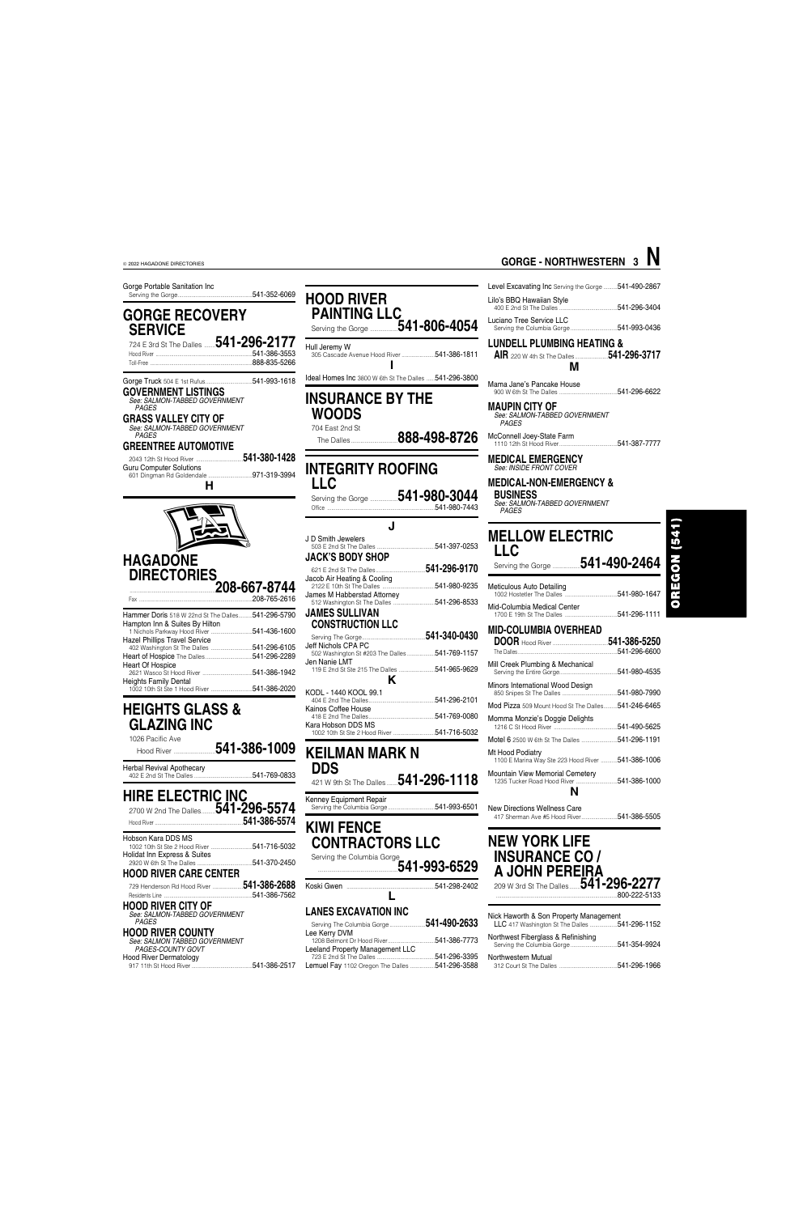Gorge Portable Sanitation Inc
Serving the Gorge ....541-352-6069

## GORGE RECOVERY SERVICE

724 E 3rd St The Dalles ....**541-296-2177**
Hood River ....541-386-3553
Toll-Free ....888-835-5266

Gorge Truck 504 E 1st Rufus ....541-993-1618

**GOVERNMENT LISTINGS**
*See: SALMON-TABBED GOVERNMENT PAGES*

**GRASS VALLEY CITY OF**
*See: SALMON-TABBED GOVERNMENT PAGES*

**GREENTREE AUTOMOTIVE**
2043 12th St Hood River ....**541-380-1428**

Guru Computer Solutions
601 Dingman Rd Goldendale ....971-319-3994

### H

## HAGADONE DIRECTORIES

....**208-667-8744**
Fax ....208-765-2616

Hammer Doris 518 W 22nd St The Dalles ....541-296-5790
Hampton Inn & Suites By Hilton
1 Nichols Parkway Hood River ....541-436-1600
Hazel Phillips Travel Service
402 Washington St The Dalles ....541-296-6105
Heart of Hospice The Dalles ....541-296-2289
Heart Of Hospice
2621 Wasco St Hood River ....541-386-1942
Heights Family Dental
1002 10th St Ste 1 Hood River ....541-386-2020

## HEIGHTS GLASS & GLAZING INC

1026 Pacific Ave
Hood River ....**541-386-1009**

Herbal Revival Apothecary
402 E 2nd St The Dalles ....541-769-0833

## HIRE ELECTRIC INC

2700 W 2nd The Dalles ....**541-296-5574**
Hood River ....**541-386-5574**

Hobson Kara DDS MS
1002 10th St Ste 2 Hood River ....541-716-5032
Holidat Inn Express & Suites
2920 W 6th St The Dalles ....541-370-2450

**HOOD RIVER CARE CENTER**
729 Henderson Rd Hood River ....**541-386-2688**
Residents Line ....541-386-7562

**HOOD RIVER CITY OF**
*See: SALMON-TABBED GOVERNMENT PAGES*

**HOOD RIVER COUNTY**
*See: SALMON TABBED GOVERNMENT PAGES-COUNTY GOVT*

Hood River Dermatology
917 11th St Hood River ....541-386-2517

## HOOD RIVER PAINTING LLC

Serving the Gorge ....**541-806-4054**

Hull Jeremy W
305 Cascade Avenue Hood River ....541-386-1811

### I

Ideal Homes Inc 3800 W 6th St The Dalles ....541-296-3800

## INSURANCE BY THE WOODS

704 East 2nd St
The Dalles ....**888-498-8726**

## INTEGRITY ROOFING LLC

Serving the Gorge ....**541-980-3044**
Office ....541-980-7443

### J

J D Smith Jewelers
503 E 2nd St The Dalles ....541-397-0253

**JACK'S BODY SHOP**
621 E 2nd St The Dalles ....**541-296-9170**

Jacob Air Heating & Cooling
2122 E 10th St The Dalles ....541-980-9235
James M Habberstad Attorney
512 Washington St The Dalles ....541-296-8533

**JAMES SULLIVAN CONSTRUCTION LLC**
Serving The Gorge ....**541-340-0430**

Jeff Nichols CPA PC
502 Washington St #203 The Dalles ....541-769-1157
Jen Nanie LMT
119 E 2nd St Ste 215 The Dalles ....541-965-9629

### K

KODL - 1440 KOOL 99.1
404 E 2nd The Dalles ....541-296-2101
Kainos Coffee House
418 E 2nd The Dalles ....541-769-0080
Kara Hobson DDS MS
1002 10th St Ste 2 Hood River ....541-716-5032

## KEILMAN MARK N DDS

421 W 9th St The Dalles ....**541-296-1118**

Kenney Equipment Repair
Serving the Columbia Gorge ....541-993-6501

## KIWI FENCE CONTRACTORS LLC

Serving the Columbia Gorge ....**541-993-6529**

Koski Gwen ....541-298-2402

### L

**LANES EXCAVATION INC**
Serving The Columbia Gorge ....**541-490-2633**

Lee Kerry DVM
1208 Belmont Dr Hood River ....541-386-7773
Leeland Property Management LLC
723 E 2nd St The Dalles ....541-296-3395
Lemuel Fay 1102 Oregon The Dalles ....541-296-3588

Level Excavating Inc Serving the Gorge ....541-490-2867
Lilo's BBQ Hawaiian Style
400 E 2nd St The Dalles ....541-296-3404
Luciano Tree Service LLC
Serving the Columbia Gorge ....541-993-0436

**LUNDELL PLUMBING HEATING & AIR** 220 W 4th St The Dalles ....**541-296-3717**

### M

Mama Jane's Pancake House
900 W 6th St The Dalles ....541-296-6622

**MAUPIN CITY OF**
*See: SALMON-TABBED GOVERNMENT PAGES*

McConnell Joey-State Farm
1110 12th St Hood River ....541-387-7777

**MEDICAL EMERGENCY**
*See: INSIDE FRONT COVER*

**MEDICAL-NON-EMERGENCY & BUSINESS**
*See: SALMON-TABBED GOVERNMENT PAGES*

## MELLOW ELECTRIC LLC

Serving the Gorge ....**541-490-2464**

Meticulous Auto Detailing
1002 Hostetler The Dalles ....541-980-1647
Mid-Columbia Medical Center
1700 E 19th St The Dalles ....541-296-1111

**MID-COLUMBIA OVERHEAD DOOR** Hood River ....**541-386-5250**
The Dalles ....541-296-6600

Mill Creek Plumbing & Mechanical
Serving the Entire Gorge ....541-980-4535
Minors International Wood Design
850 Snipes St The Dalles ....541-980-7990
Mod Pizza 509 Mount Hood St The Dalles ....541-246-6465
Momma Monzie's Doggie Delights
1216 C St Hood River ....541-490-5625
Motel 6 2500 W 6th St The Dalles ....541-296-1191
Mt Hood Podiatry
1100 E Marina Way Ste 223 Hood River ....541-386-1006
Mountain View Memorial Cemetery
1235 Tucker Road Hood River ....541-386-1000

### N

New Directions Wellness Care
417 Sherman Ave #5 Hood River ....541-386-5505

## NEW YORK LIFE INSURANCE CO / A JOHN PEREIRA

209 W 3rd St The Dalles ....**541-296-2277**
....800-222-5133

Nick Haworth & Son Property Management LLC 417 Washington St The Dalles ....541-296-1152
Northwest Fiberglass & Refinishing
Serving the Columbia Gorge ....541-354-9924
Northwestern Mutual
312 Court St The Dalles ....541-296-1966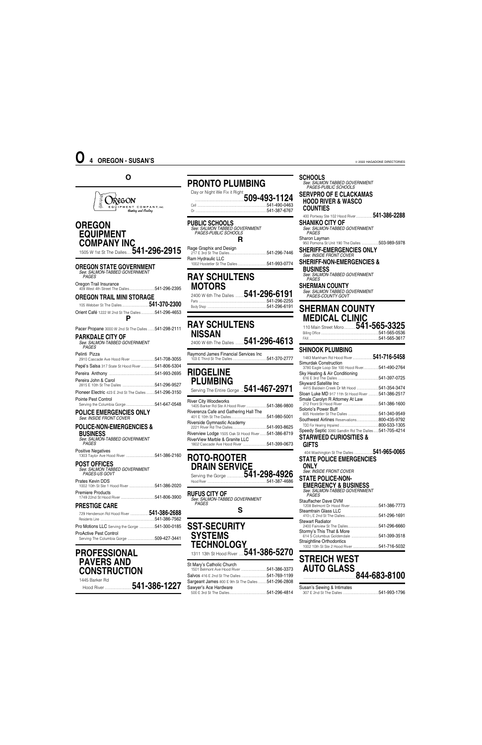**O**

OREGON EQUIPMENT COMPANY, INC. Heating and Cooling

## OREGON EQUIPMENT COMPANY INC
1505 W 1st St The Dalles.....**541-296-2915**

**OREGON STATE GOVERNMENT**
*See: SALMON-TABBED GOVERNMENT PAGES*

Oregon Trail Insurance
409 West 4th Street The Dalles.....541-296-2395

**OREGON TRAIL MINI STORAGE**
105 Webber St The Dalles.....**541-370-2300**

Orient Café 1222 W 2nd St The Dalles.....541-296-4653

**P**

Pacer Propane 3000 W 2nd St The Dalles.....541-298-2111

**PARKDALE CITY OF**
*See: SALMON-TABBED GOVERNMENT PAGES*

Pelinti Pizza
2910 Cascade Ave Hood River.....541-708-3055

Pepé's Salsa 317 State St Hood River.....541-806-5304

Pereira Anthony.....541-993-2695

Pereira John & Carol
2815 E 10th St The Dalles.....541-296-9527

Pioneer Electric 423 E 2nd St The Dalles.....541-296-3150

Pointe Pest Control
Serving the Columbia Gorge.....541-647-0548

**POLICE EMERGENCIES ONLY**
*See: INSIDE FRONT COVER*

**POLICE-NON-EMERGENCIES & BUSINESS**
*See: SALMON-TABBED GOVERNMENT PAGES*

Positive Negatives
1303 Taylor Ave Hood River.....541-386-2160

**POST OFFICES**
*See: SALMON TABBED GOVERNMENT PAGES-US GOVT*

Prates Kevin DDS
1002 10th St Ste 1 Hood River.....541-386-2020

Premiere Products
1749 22nd St Hood River.....541-806-3900

**PRESTIGE CARE**
729 Henderson Rd Hood River.....**541-386-2688**
Residents Line.....541-386-7562

Pro Motions LLC Serving the Gorge.....541-300-0185

ProActive Pest Control
Serving The Columbia Gorge.....509-427-3441

## PROFESSIONAL PAVERS AND CONSTRUCTION
1445 Barker Rd
Hood River.....**541-386-1227**

## PRONTO PLUMBING
Day or Night We Fix it Right
.....**509-493-1124**
Cell.....541-490-0463
Or.....541-387-6767

**PUBLIC SCHOOLS**
*See: SALMON TABBED GOVERNMENT PAGES-PUBLIC SCHOOLS*

**R**

Rage Graphix and Design
217 E 3rd St The Dalles.....541-296-7446

Ram Hydraulic LLC
1002 Hostetler St The Dalles.....541-993-0774

## RAY SCHULTENS MOTORS
2400 W 6th The Dalles.....**541-296-6191**
Parts.....541-296-2255
Body Shop.....541-296-6191

## RAY SCHULTENS NISSAN
2400 W 6th The Dalles.....**541-296-4613**

Raymond James Financial Services Inc
103 E Third St The Dalles.....541-370-2777

## RIDGELINE PLUMBING
Serving The Entire Gorge.....**541-467-2971**

River City Woodworks
1405 Barker Rd Ste A Hood River.....541-386-9800

Riverenza Cafe and Gathering Hall The
401 E 10th St The Dalles.....541-980-5001

Riverside Gymnastic Academy
2221 River Rd The Dalles.....541-993-8625

Riverview Lodge 1505 Oak St Hood River.....541-386-8719

RiverView Marble & Granite LLC
1802 Cascade Ave Hood River.....541-399-0673

## ROTO-ROOTER DRAIN SERVICE
Serving the Gorge.....**541-298-4926**
Hood River.....541-387-4686

**RUFUS CITY OF**
*See: SALMON-TABBED GOVERNMENT PAGES*

**S**

## SST-SECURITY SYSTEMS TECHNOLOGY
1311 13th St Hood River.....**541-386-5270**

St Mary's Catholic Church
1501 Belmont Ave Hood River.....541-386-3373

Salvos 416 E 2nd St The Dalles.....541-769-1199

Sargeant James 800 E 9th St The Dalles.....541-296-2808

Sawyer's Ace Hardware
500 E 3rd St The Dalles.....541-296-4814

**SCHOOLS**
*See: SALMON TABBED GOVERNMENT PAGES-PUBLIC SCHOOLS*

**SERVPRO OF E CLACKAMAS HOOD RIVER & WASCO COUNTIES**
400 Portway Ste 102 Hood River.....**541-386-2288**

**SHANIKO CITY OF**
*See: SALMON-TABBED GOVERNMENT PAGES*

Sharon Layman
950 Pomona St Unit 190 The Dalles.....503-989-5978

**SHERIFF-EMERGENCIES ONLY**
*See: INSIDE FRONT COVER*

**SHERIFF-NON-EMERGENCIES & BUSINESS**
*See: SALMON-TABBED GOVERNMENT PAGES*

**SHERMAN COUNTY**
*See: SALMON TABBED GOVERNMENT PAGES-COUNTY GOVT*

## SHERMAN COUNTY MEDICAL CLINIC
110 Main Street Moro.....**541-565-3325**
Billing Office.....541-565-0536
FAX.....541-565-3617

**SHINOOK PLUMBING**
1483 Markham Rd Hood River.....**541-716-5458**

Simurdak Construction
3780 Eagle Loop Ste 100 Hood River.....541-490-2764

Sky Heating & Air Conditioning
616 E 3rd The Dalles.....541-397-0725

Skyward Satellite Inc
4415 Baldwin Creek Dr Mt Hood.....541-354-3474

Sloan Luke MD 917 11th St Hood River.....541-386-2517

Smale Carolyn R Attorney At Law
212 Front St Hood River.....541-386-1600

Solorio's Power Buff
605 Hostetler St The Dalles.....541-340-9549

Southwest Airlines Reservations.....800-435-9792
TDD For Hearing Impaired.....800-533-1305

Speedy Septic 3380 Sandlin Rd The Dalles.....541-705-4214

**STARWEED CURIOSITIES & GIFTS**
404 Washington St The Dalles.....**541-965-0065**

**STATE POLICE EMERGENCIES ONLY**
*See: INSIDE FRONT COVER*

**STATE POLICE-NON-EMERGENCY & BUSINESS**
*See: SALMON-TABBED GOVERNMENT PAGES*

Stauffacher Dave DVM
1208 Belmont Dr Hood River.....541-386-7773

Steamtrain Glass LLC
410½ E 2nd St The Dalles.....541-296-1691

Stewart Radiator
2400 Fairview St The Dalles.....541-296-6660

Stormy's This That & More
614 S Columbus Goldendale.....541-399-3518

Straightline Orthodontics
1002 10th St Ste 2 Hood River.....541-716-5032

## STREICH WEST AUTO GLASS
.....**844-683-8100**

Susan's Sewing & Intimates
307 E 2nd St The Dalles.....541-993-1796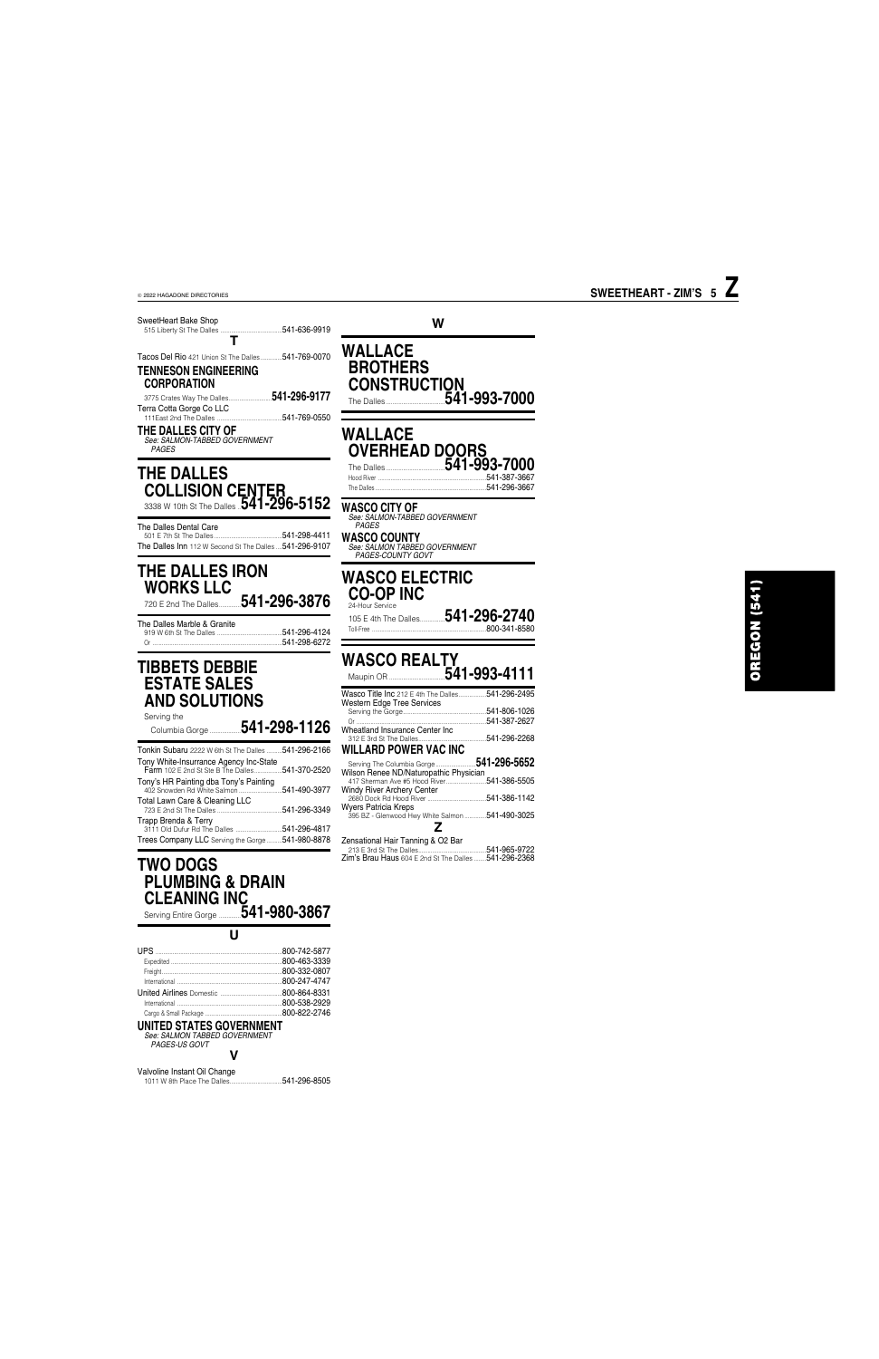SweetHeart Bake Shop
515 Liberty St The Dalles ....541-636-9919

## T

Tacos Del Rio 421 Union St The Dalles....541-769-0070

**TENNESON ENGINEERING CORPORATION**
3775 Crates Way The Dalles....**541-296-9177**

Terra Cotta Gorge Co LLC
111East 2nd The Dalles....541-769-0550

**THE DALLES CITY OF**
*See: SALMON-TABBED GOVERNMENT PAGES*

### THE DALLES COLLISION CENTER
3338 W 10th St The Dalles ..**541-296-5152**

The Dalles Dental Care
501 E 7th St The Dalles....541-298-4411

The Dalles Inn 112 W Second St The Dalles ...541-296-9107

### THE DALLES IRON WORKS LLC
720 E 2nd The Dalles....**541-296-3876**

The Dalles Marble & Granite
919 W 6th St The Dalles....541-296-4124
Or....541-298-6272

### TIBBETS DEBBIE ESTATE SALES AND SOLUTIONS
Serving the Columbia Gorge....**541-298-1126**

Tonkin Subaru 2222 W 6th St The Dalles ....541-296-2166

Tony White-Insurrance Agency Inc-State Farm 102 E 2nd St Ste B The Dalles....541-370-2520

Tony's HR Painting dba Tony's Painting
402 Snowden Rd White Salmon....541-490-3977

Total Lawn Care & Cleaning LLC
723 E 2nd St The Dalles....541-296-3349

Trapp Brenda & Terry
3111 Old Dufur Rd The Dalles....541-296-4817

Trees Company LLC Serving the Gorge....541-980-8878

### TWO DOGS PLUMBING & DRAIN CLEANING INC
Serving Entire Gorge....**541-980-3867**

## U

UPS....800-742-5877
Expedited....800-463-3339
Freight....800-332-0807
International....800-247-4747

United Airlines Domestic....800-864-8331
International....800-538-2929
Cargo & Small Package....800-822-2746

**UNITED STATES GOVERNMENT**
*See: SALMON TABBED GOVERNMENT PAGES-US GOVT*

## V

Valvoline Instant Oil Change
1011 W 8th Place The Dalles....541-296-8505

## W

### WALLACE BROTHERS CONSTRUCTION
The Dalles....**541-993-7000**

### WALLACE OVERHEAD DOORS
The Dalles....**541-993-7000**
Hood River....541-387-3667
The Dalles....541-296-3667

**WASCO CITY OF**
*See: SALMON-TABBED GOVERNMENT PAGES*

**WASCO COUNTY**
*See: SALMON TABBED GOVERNMENT PAGES-COUNTY GOVT*

### WASCO ELECTRIC CO-OP INC
24-Hour Service
105 E 4th The Dalles....**541-296-2740**
Toll-Free....800-341-8580

### WASCO REALTY
Maupin OR....**541-993-4111**

Wasco Title Inc 212 E 4th The Dalles....541-296-2495

Western Edge Tree Services
Serving the Gorge....541-806-1026
Or....541-387-2627

Wheatland Insurance Center Inc
312 E 3rd St The Dalles....541-296-2268

**WILLARD POWER VAC INC**
Serving The Columbia Gorge....**541-296-5652**

Wilson Renee ND/Naturopathic Physician
417 Sherman Ave #5 Hood River....541-386-5505

Windy River Archery Center
2680 Dock Rd Hood River....541-386-1142

Wyers Patricia Kreps
395 BZ - Glenwood Hwy White Salmon....541-490-3025

## Z

Zensational Hair Tanning & O2 Bar
213 E 3rd St The Dalles....541-965-9722

Zim's Brau Haus 604 E 2nd St The Dalles....541-296-2368